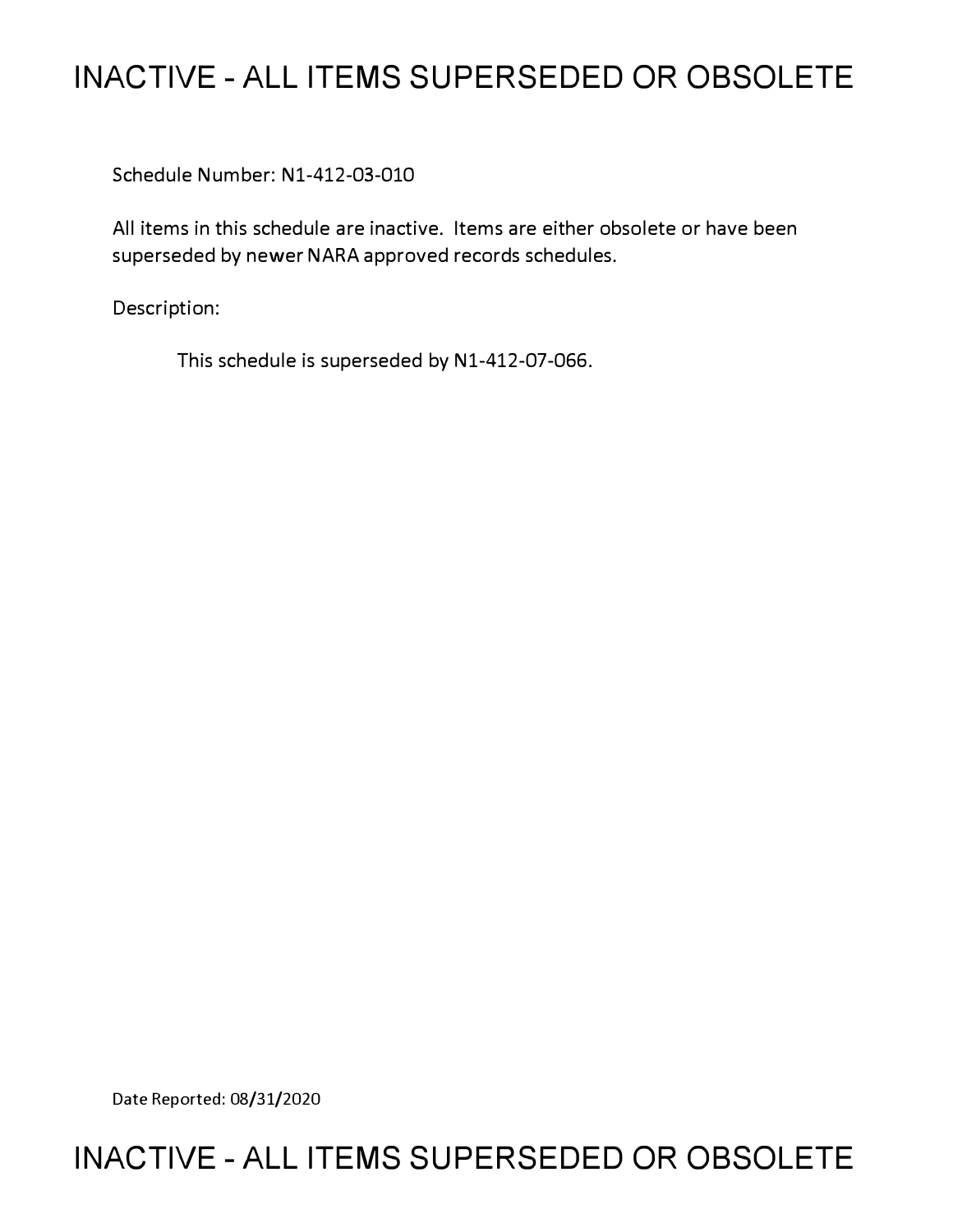# INACTIVE - ALL ITEMS SUPERSEDED OR OBSOLETE

Schedule Number: N1-412-03-010

All items in this schedule are inactive. Items are either obsolete or have been superseded by newer NARA approved records schedules.

Description:

This schedule is superseded by N1-412-07-066.

Date Reported: 08/31/2020

# INACTIVE - ALL ITEMS SUPERSEDED OR OBSOLETE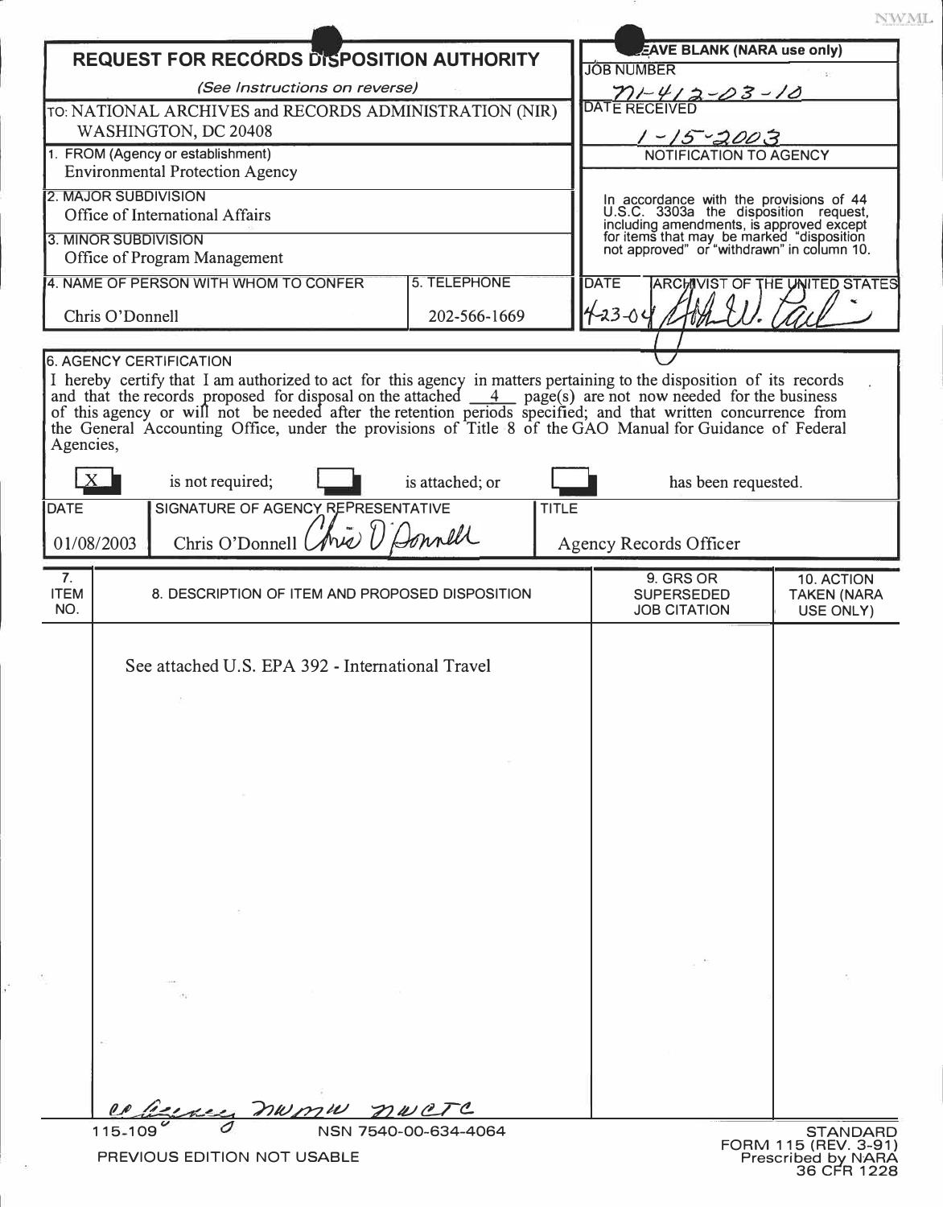# REQUEST FOR RECORDS DISPOSITION AUTHORITY

*(See Instructions on reverse)*

| LEAVE BLANK (NARA use only) |
|---|
| JOB NUMBER: N1-412-03-10 |
| DATE RECEIVED: 1-15-2003 |

TO: NATIONAL ARCHIVES and RECORDS ADMINISTRATION (NIR) WASHINGTON, DC 20408

1. FROM (Agency or establishment): Environmental Protection Agency

2. MAJOR SUBDIVISION: Office of International Affairs

3. MINOR SUBDIVISION: Office of Program Management

| 4. NAME OF PERSON WITH WHOM TO CONFER | 5. TELEPHONE |
|---|---|
| Chris O'Donnell | 202-566-1669 |

**NOTIFICATION TO AGENCY**

In accordance with the provisions of 44 U.S.C. 3303a the disposition request, including amendments, is approved except for items that may be marked "disposition not approved" or "withdrawn" in column 10.

| DATE | ARCHIVIST OF THE UNITED STATES |
|---|---|
| 4-23-04 | [signature] |

**6. AGENCY CERTIFICATION**

I hereby certify that I am authorized to act for this agency in matters pertaining to the disposition of its records and that the records proposed for disposal on the attached 4 page(s) are not now needed for the business of this agency or will not be needed after the retention periods specified; and that written concurrence from the General Accounting Office, under the provisions of Title 8 of the GAO Manual for Guidance of Federal Agencies,

[X] is not required; [ ] is attached; or [ ] has been requested.

| DATE | SIGNATURE OF AGENCY REPRESENTATIVE | TITLE |
|---|---|---|
| 01/08/2003 | Chris O'Donnell [signature] | Agency Records Officer |

| 7. ITEM NO. | 8. DESCRIPTION OF ITEM AND PROPOSED DISPOSITION | 9. GRS OR SUPERSEDED JOB CITATION | 10. ACTION TAKEN (NARA USE ONLY) |
|---|---|---|---|
| | See attached U.S. EPA 392 - International Travel | | |

cc Agency, NWMW, NWCTC

115-109 NSN 7540-00-634-4064 PREVIOUS EDITION NOT USABLE

STANDARD FORM 115 (REV. 3-91) Prescribed by NARA 36 CFR 1228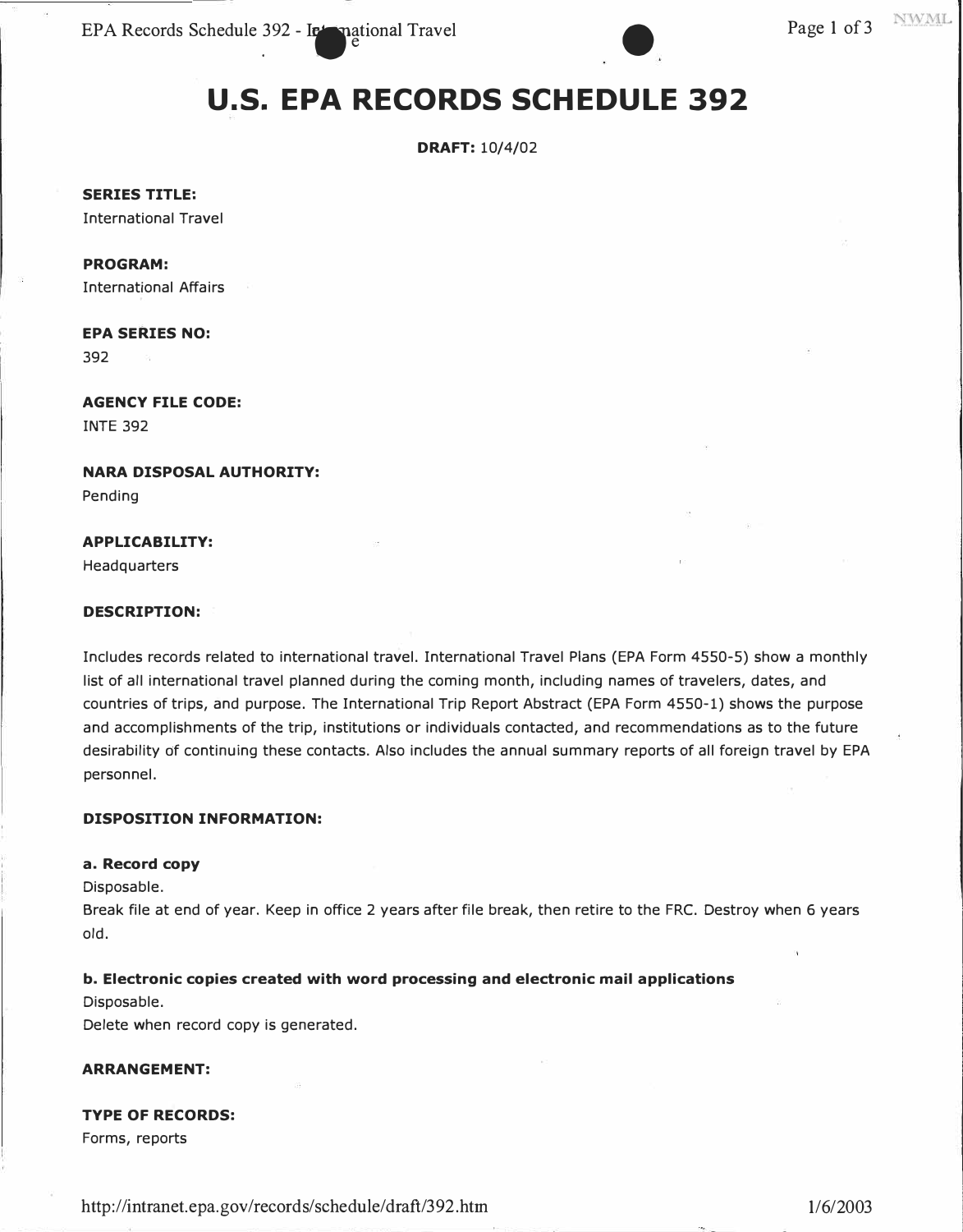# U.S. EPA RECORDS SCHEDULE 392

**DRAFT:** 10/4/02

**SERIES TITLE:**
International Travel

**PROGRAM:**
International Affairs

**EPA SERIES NO:**
392

**AGENCY FILE CODE:**
INTE 392

**NARA DISPOSAL AUTHORITY:**
Pending

**APPLICABILITY:**
Headquarters

**DESCRIPTION:**

Includes records related to international travel. International Travel Plans (EPA Form 4550-5) show a monthly list of all international travel planned during the coming month, including names of travelers, dates, and countries of trips, and purpose. The International Trip Report Abstract (EPA Form 4550-1) shows the purpose and accomplishments of the trip, institutions or individuals contacted, and recommendations as to the future desirability of continuing these contacts. Also includes the annual summary reports of all foreign travel by EPA personnel.

**DISPOSITION INFORMATION:**

**a. Record copy**
Disposable.
Break file at end of year. Keep in office 2 years after file break, then retire to the FRC. Destroy when 6 years old.

**b. Electronic copies created with word processing and electronic mail applications**
Disposable.
Delete when record copy is generated.

**ARRANGEMENT:**

**TYPE OF RECORDS:**
Forms, reports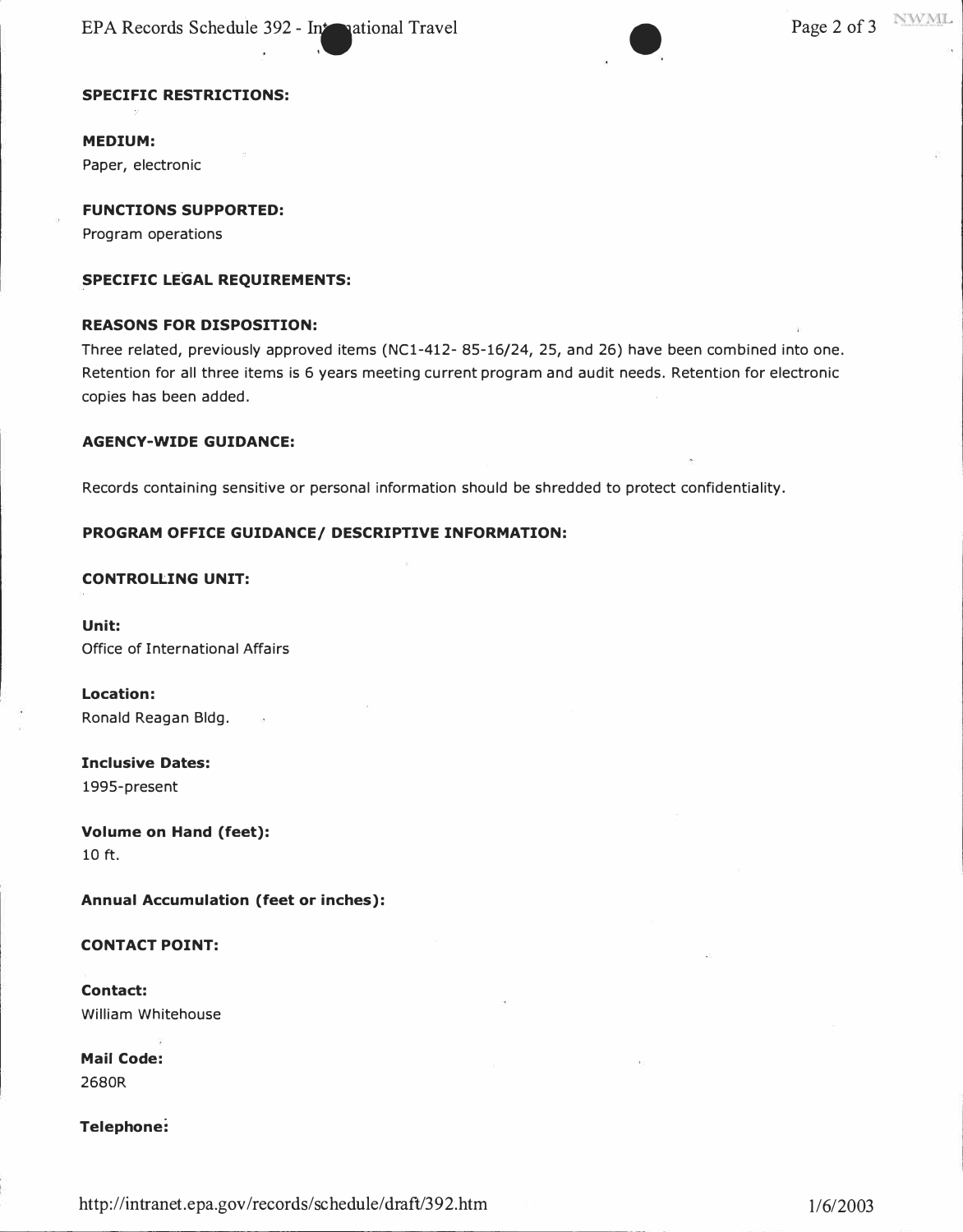**SPECIFIC RESTRICTIONS:**

**MEDIUM:**
Paper, electronic

**FUNCTIONS SUPPORTED:**
Program operations

**SPECIFIC LEGAL REQUIREMENTS:**

**REASONS FOR DISPOSITION:**
Three related, previously approved items (NC1-412- 85-16/24, 25, and 26) have been combined into one. Retention for all three items is 6 years meeting current program and audit needs. Retention for electronic copies has been added.

**AGENCY-WIDE GUIDANCE:**

Records containing sensitive or personal information should be shredded to protect confidentiality.

**PROGRAM OFFICE GUIDANCE/ DESCRIPTIVE INFORMATION:**

**CONTROLLING UNIT:**

**Unit:**
Office of International Affairs

**Location:**
Ronald Reagan Bldg.

**Inclusive Dates:**
1995-present

**Volume on Hand (feet):**
10 ft.

**Annual Accumulation (feet or inches):**

**CONTACT POINT:**

**Contact:**
William Whitehouse

**Mail Code:**
2680R

**Telephone:**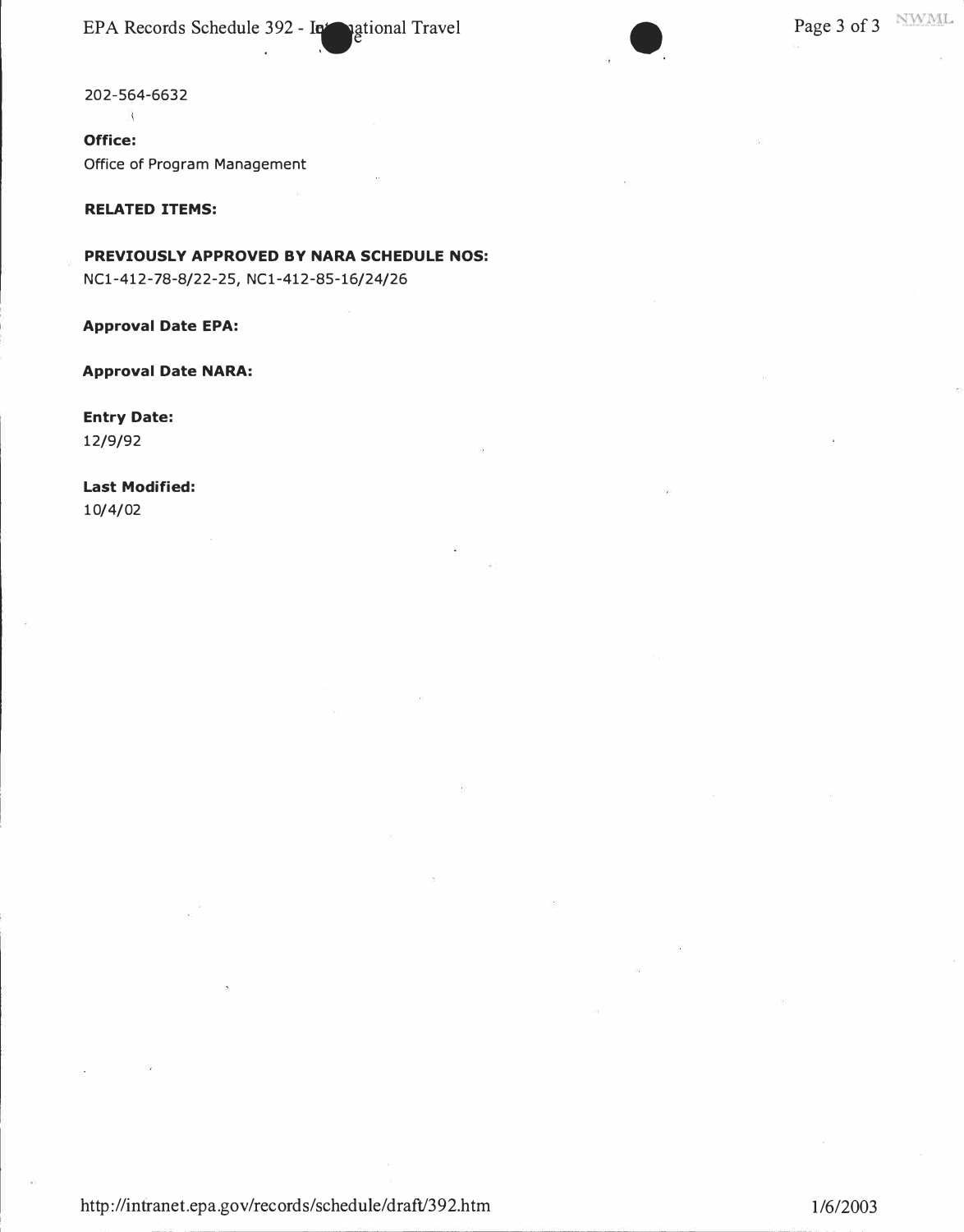202-564-6632

**Office:**
Office of Program Management

**RELATED ITEMS:**

**PREVIOUSLY APPROVED BY NARA SCHEDULE NOS:**
NC1-412-78-8/22-25, NC1-412-85-16/24/26

**Approval Date EPA:**

**Approval Date NARA:**

**Entry Date:**
12/9/92

**Last Modified:**
10/4/02